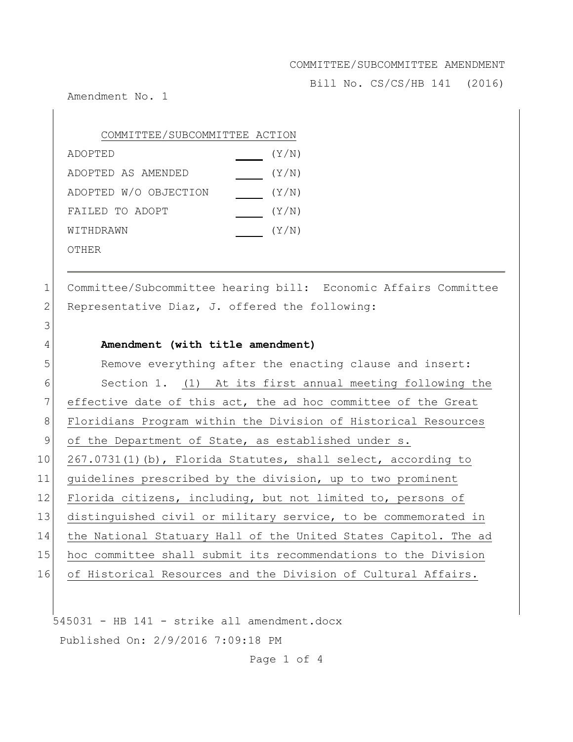COMMITTEE/SUBCOMMITTEE AMENDMENT

Bill No. CS/CS/HB 141 (2016)

Amendment No. 1

| COMMITTEE/SUBCOMMITTEE ACTION | | |
|---|---|---|
| ADOPTED | ____ | (Y/N) |
| ADOPTED AS AMENDED | ____ | (Y/N) |
| ADOPTED W/O OBJECTION | ____ | (Y/N) |
| FAILED TO ADOPT | ____ | (Y/N) |
| WITHDRAWN | ____ | (Y/N) |
| OTHER | | |

---

1 Committee/Subcommittee hearing bill: Economic Affairs Committee
2 Representative Diaz, J. offered the following:
3
4 **Amendment (with title amendment)**
5 Remove everything after the enacting clause and insert:
6 Section 1. (1) At its first annual meeting following the
7 effective date of this act, the ad hoc committee of the Great
8 Floridians Program within the Division of Historical Resources
9 of the Department of State, as established under s.
10 267.0731(1)(b), Florida Statutes, shall select, according to
11 guidelines prescribed by the division, up to two prominent
12 Florida citizens, including, but not limited to, persons of
13 distinguished civil or military service, to be commemorated in
14 the National Statuary Hall of the United States Capitol. The ad
15 hoc committee shall submit its recommendations to the Division
16 of Historical Resources and the Division of Cultural Affairs.

545031 - HB 141 - strike all amendment.docx

Published On: 2/9/2016 7:09:18 PM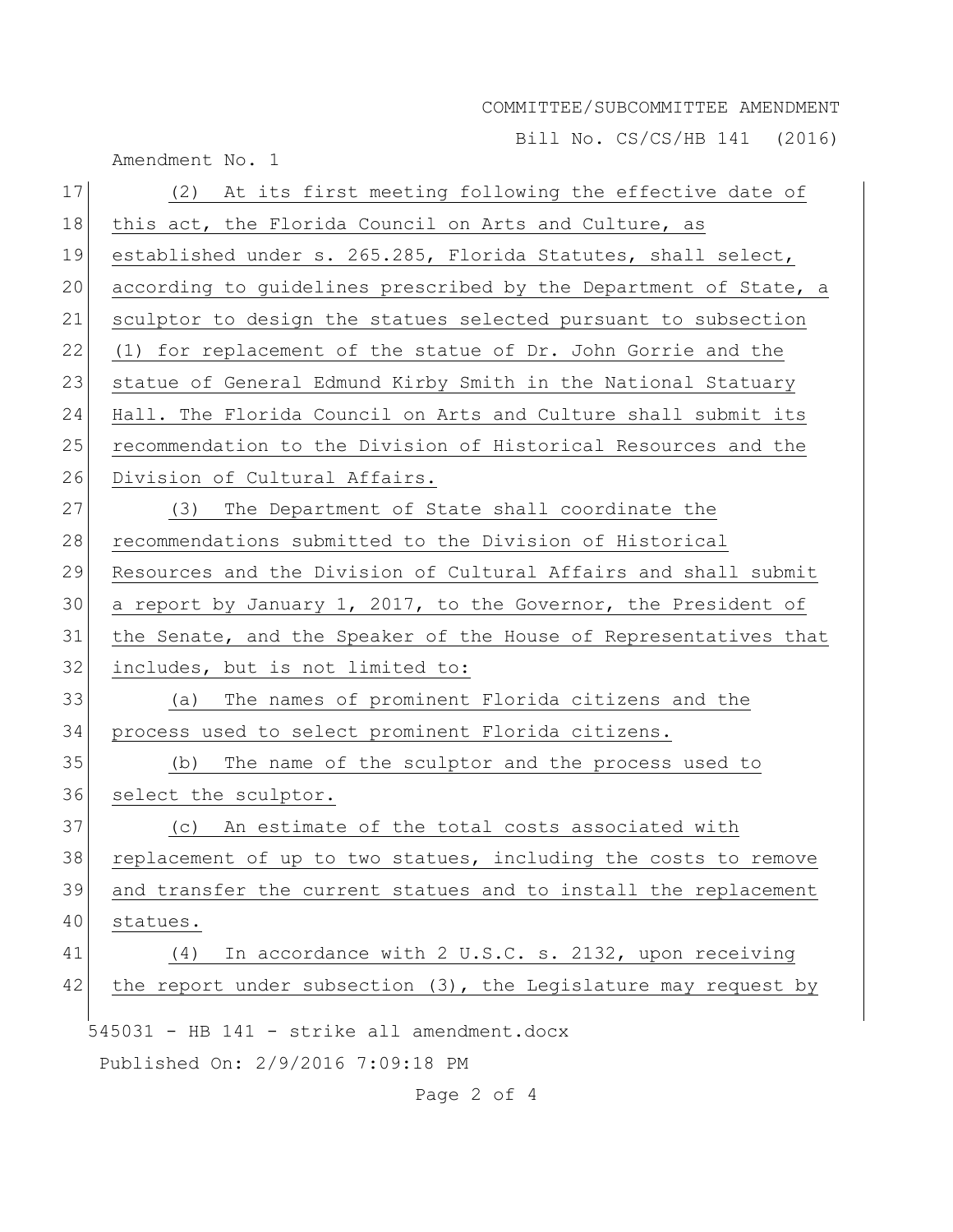(2) At its first meeting following the effective date of this act, the Florida Council on Arts and Culture, as established under s. 265.285, Florida Statutes, shall select, according to guidelines prescribed by the Department of State, a sculptor to design the statues selected pursuant to subsection (1) for replacement of the statue of Dr. John Gorrie and the statue of General Edmund Kirby Smith in the National Statuary Hall. The Florida Council on Arts and Culture shall submit its recommendation to the Division of Historical Resources and the Division of Cultural Affairs.

(3) The Department of State shall coordinate the recommendations submitted to the Division of Historical Resources and the Division of Cultural Affairs and shall submit a report by January 1, 2017, to the Governor, the President of the Senate, and the Speaker of the House of Representatives that includes, but is not limited to:

(a) The names of prominent Florida citizens and the process used to select prominent Florida citizens.

(b) The name of the sculptor and the process used to select the sculptor.

(c) An estimate of the total costs associated with replacement of up to two statues, including the costs to remove and transfer the current statues and to install the replacement statues.

(4) In accordance with 2 U.S.C. s. 2132, upon receiving the report under subsection (3), the Legislature may request by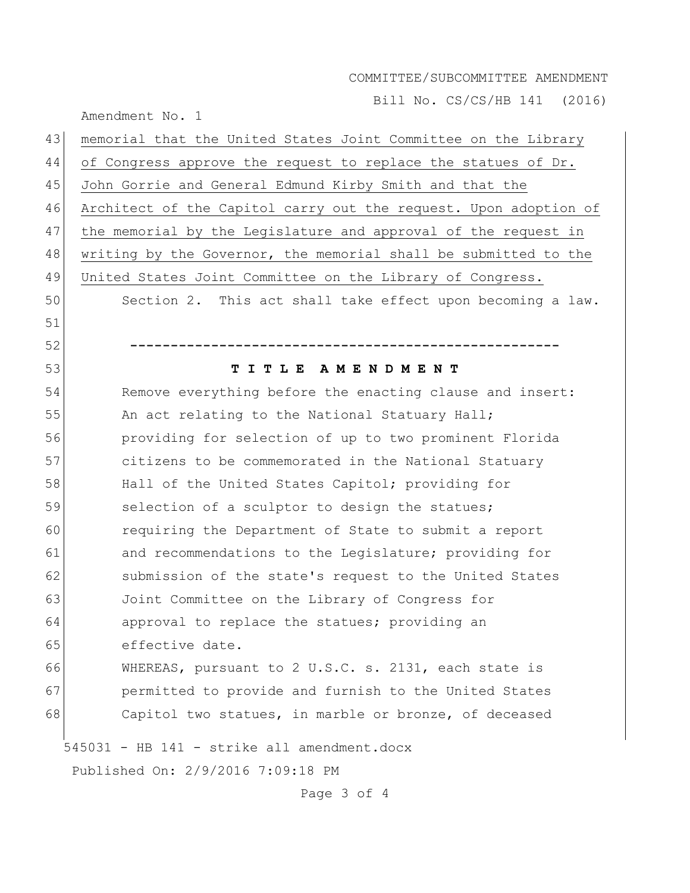memorial that the United States Joint Committee on the Library of Congress approve the request to replace the statues of Dr. John Gorrie and General Edmund Kirby Smith and that the Architect of the Capitol carry out the request. Upon adoption of the memorial by the Legislature and approval of the request in writing by the Governor, the memorial shall be submitted to the United States Joint Committee on the Library of Congress.

Section 2. This act shall take effect upon becoming a law.

-----------------------------------------------------

**T I T L E A M E N D M E N T**

Remove everything before the enacting clause and insert:

An act relating to the National Statuary Hall; providing for selection of up to two prominent Florida citizens to be commemorated in the National Statuary Hall of the United States Capitol; providing for selection of a sculptor to design the statues; requiring the Department of State to submit a report and recommendations to the Legislature; providing for submission of the state's request to the United States Joint Committee on the Library of Congress for approval to replace the statues; providing an effective date.

WHEREAS, pursuant to 2 U.S.C. s. 2131, each state is permitted to provide and furnish to the United States Capitol two statues, in marble or bronze, of deceased

545031 - HB 141 - strike all amendment.docx

Published On: 2/9/2016 7:09:18 PM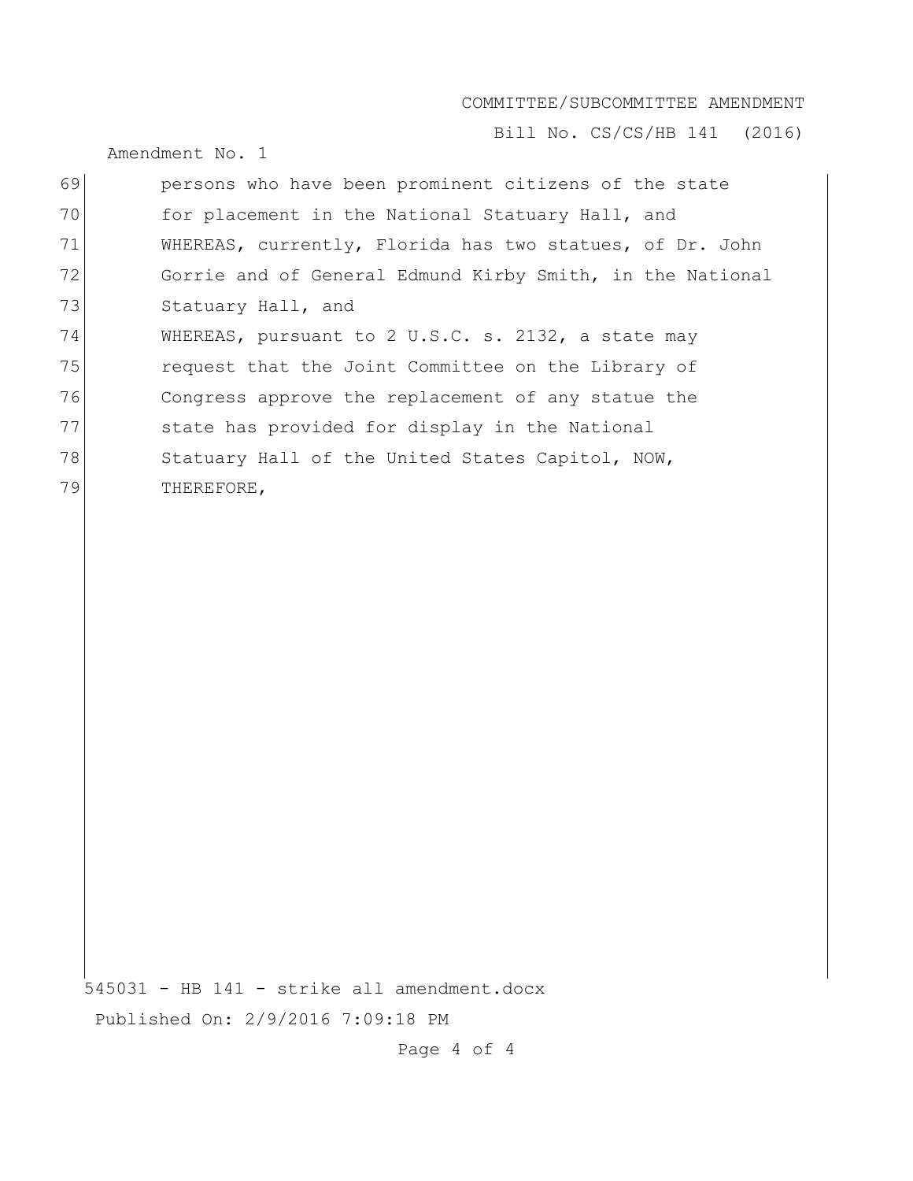COMMITTEE/SUBCOMMITTEE AMENDMENT

Bill No. CS/CS/HB 141 (2016)

Amendment No. 1

69 persons who have been prominent citizens of the state
70 for placement in the National Statuary Hall, and
71 WHEREAS, currently, Florida has two statues, of Dr. John
72 Gorrie and of General Edmund Kirby Smith, in the National
73 Statuary Hall, and
74 WHEREAS, pursuant to 2 U.S.C. s. 2132, a state may
75 request that the Joint Committee on the Library of
76 Congress approve the replacement of any statue the
77 state has provided for display in the National
78 Statuary Hall of the United States Capitol, NOW,
79 THEREFORE,

545031 - HB 141 - strike all amendment.docx

Published On: 2/9/2016 7:09:18 PM